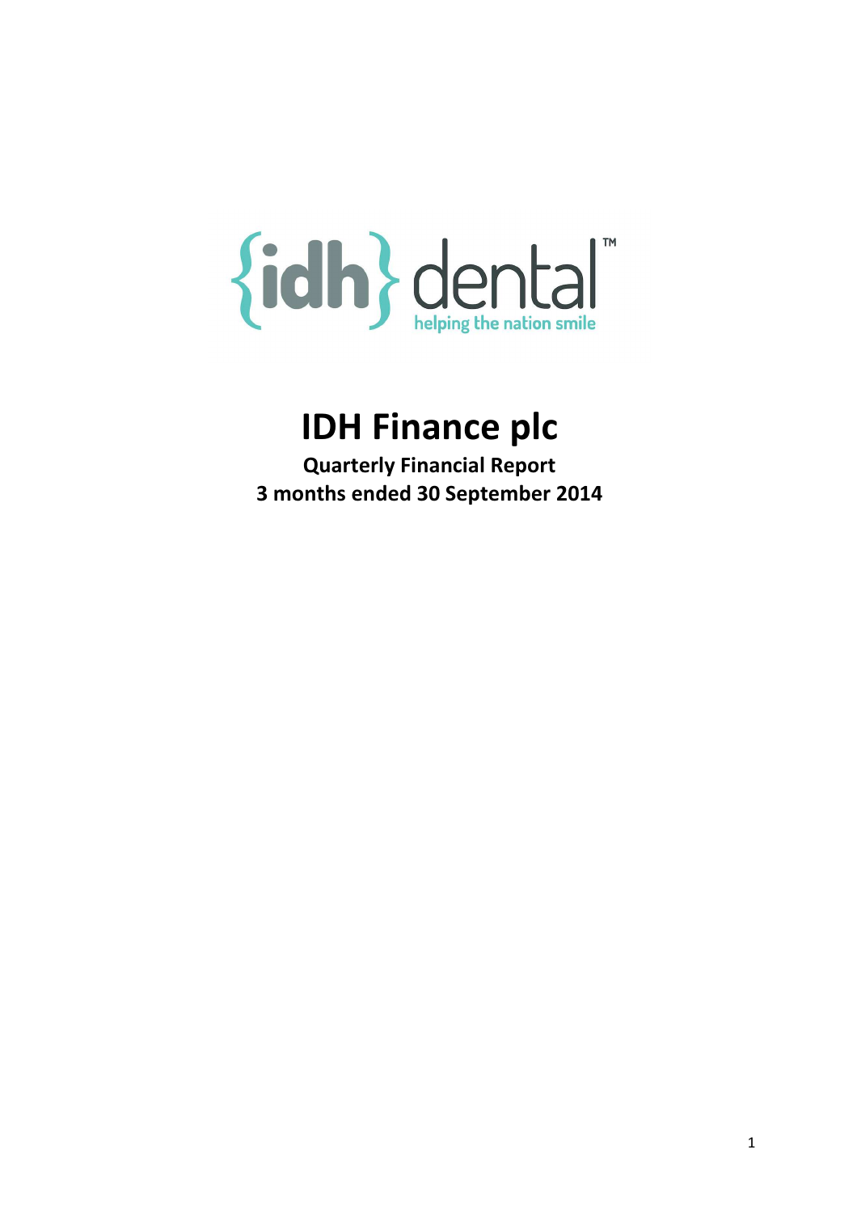{idh} dental™

helping the nation smile

# IDH Finance plc

**Quarterly Financial Report**

**3 months ended 30 September 2014**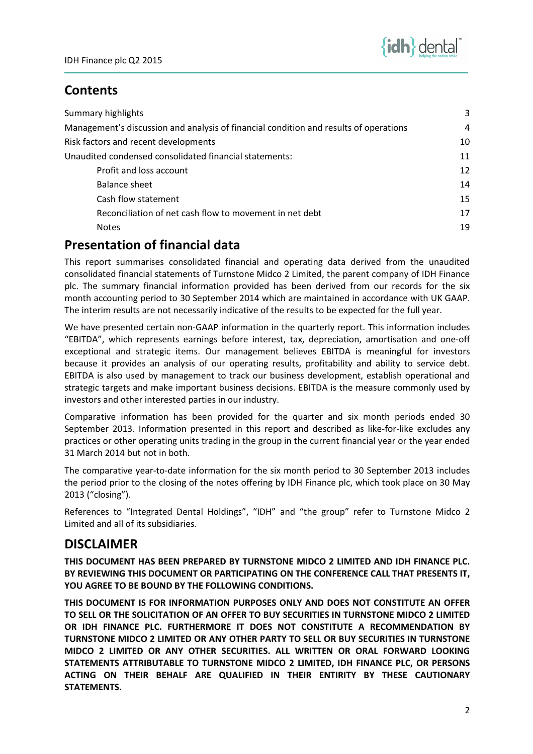## Contents

| | |
|---|---|
| Summary highlights | 3 |
| Management's discussion and analysis of financial condition and results of operations | 4 |
| Risk factors and recent developments | 10 |
| Unaudited condensed consolidated financial statements: | 11 |
| Profit and loss account | 12 |
| Balance sheet | 14 |
| Cash flow statement | 15 |
| Reconciliation of net cash flow to movement in net debt | 17 |
| Notes | 19 |

## Presentation of financial data

This report summarises consolidated financial and operating data derived from the unaudited consolidated financial statements of Turnstone Midco 2 Limited, the parent company of IDH Finance plc. The summary financial information provided has been derived from our records for the six month accounting period to 30 September 2014 which are maintained in accordance with UK GAAP. The interim results are not necessarily indicative of the results to be expected for the full year.

We have presented certain non-GAAP information in the quarterly report. This information includes "EBITDA", which represents earnings before interest, tax, depreciation, amortisation and one-off exceptional and strategic items. Our management believes EBITDA is meaningful for investors because it provides an analysis of our operating results, profitability and ability to service debt. EBITDA is also used by management to track our business development, establish operational and strategic targets and make important business decisions. EBITDA is the measure commonly used by investors and other interested parties in our industry.

Comparative information has been provided for the quarter and six month periods ended 30 September 2013. Information presented in this report and described as like-for-like excludes any practices or other operating units trading in the group in the current financial year or the year ended 31 March 2014 but not in both.

The comparative year-to-date information for the six month period to 30 September 2013 includes the period prior to the closing of the notes offering by IDH Finance plc, which took place on 30 May 2013 ("closing").

References to "Integrated Dental Holdings", "IDH" and "the group" refer to Turnstone Midco 2 Limited and all of its subsidiaries.

## DISCLAIMER

**THIS DOCUMENT HAS BEEN PREPARED BY TURNSTONE MIDCO 2 LIMITED AND IDH FINANCE PLC. BY REVIEWING THIS DOCUMENT OR PARTICIPATING ON THE CONFERENCE CALL THAT PRESENTS IT, YOU AGREE TO BE BOUND BY THE FOLLOWING CONDITIONS.**

**THIS DOCUMENT IS FOR INFORMATION PURPOSES ONLY AND DOES NOT CONSTITUTE AN OFFER TO SELL OR THE SOLICITATION OF AN OFFER TO BUY SECURITIES IN TURNSTONE MIDCO 2 LIMITED OR IDH FINANCE PLC. FURTHERMORE IT DOES NOT CONSTITUTE A RECOMMENDATION BY TURNSTONE MIDCO 2 LIMITED OR ANY OTHER PARTY TO SELL OR BUY SECURITIES IN TURNSTONE MIDCO 2 LIMITED OR ANY OTHER SECURITIES. ALL WRITTEN OR ORAL FORWARD LOOKING STATEMENTS ATTRIBUTABLE TO TURNSTONE MIDCO 2 LIMITED, IDH FINANCE PLC, OR PERSONS ACTING ON THEIR BEHALF ARE QUALIFIED IN THEIR ENTIRITY BY THESE CAUTIONARY STATEMENTS.**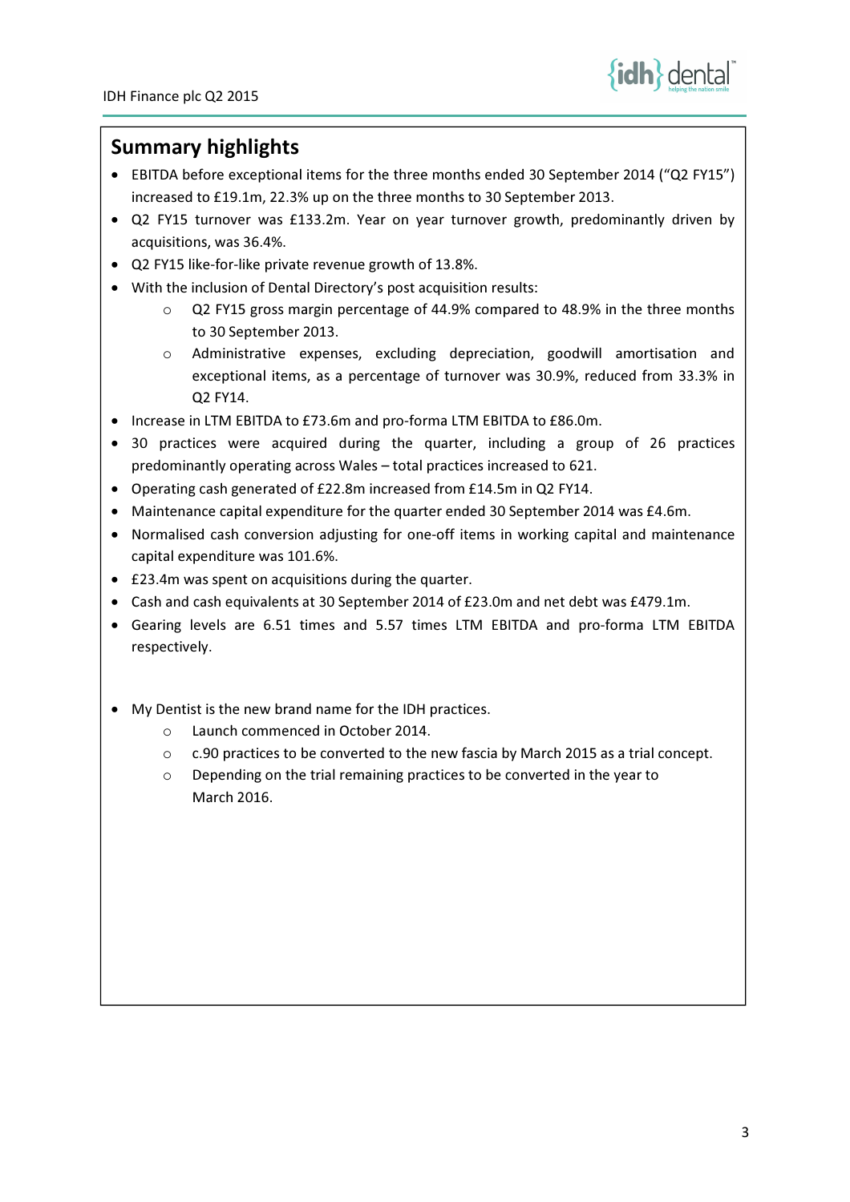## Summary highlights

- EBITDA before exceptional items for the three months ended 30 September 2014 ("Q2 FY15") increased to £19.1m, 22.3% up on the three months to 30 September 2013.
- Q2 FY15 turnover was £133.2m. Year on year turnover growth, predominantly driven by acquisitions, was 36.4%.
- Q2 FY15 like-for-like private revenue growth of 13.8%.
- With the inclusion of Dental Directory's post acquisition results:
  - Q2 FY15 gross margin percentage of 44.9% compared to 48.9% in the three months to 30 September 2013.
  - Administrative expenses, excluding depreciation, goodwill amortisation and exceptional items, as a percentage of turnover was 30.9%, reduced from 33.3% in Q2 FY14.
- Increase in LTM EBITDA to £73.6m and pro-forma LTM EBITDA to £86.0m.
- 30 practices were acquired during the quarter, including a group of 26 practices predominantly operating across Wales – total practices increased to 621.
- Operating cash generated of £22.8m increased from £14.5m in Q2 FY14.
- Maintenance capital expenditure for the quarter ended 30 September 2014 was £4.6m.
- Normalised cash conversion adjusting for one-off items in working capital and maintenance capital expenditure was 101.6%.
- £23.4m was spent on acquisitions during the quarter.
- Cash and cash equivalents at 30 September 2014 of £23.0m and net debt was £479.1m.
- Gearing levels are 6.51 times and 5.57 times LTM EBITDA and pro-forma LTM EBITDA respectively.

- My Dentist is the new brand name for the IDH practices.
  - Launch commenced in October 2014.
  - c.90 practices to be converted to the new fascia by March 2015 as a trial concept.
  - Depending on the trial remaining practices to be converted in the year to March 2016.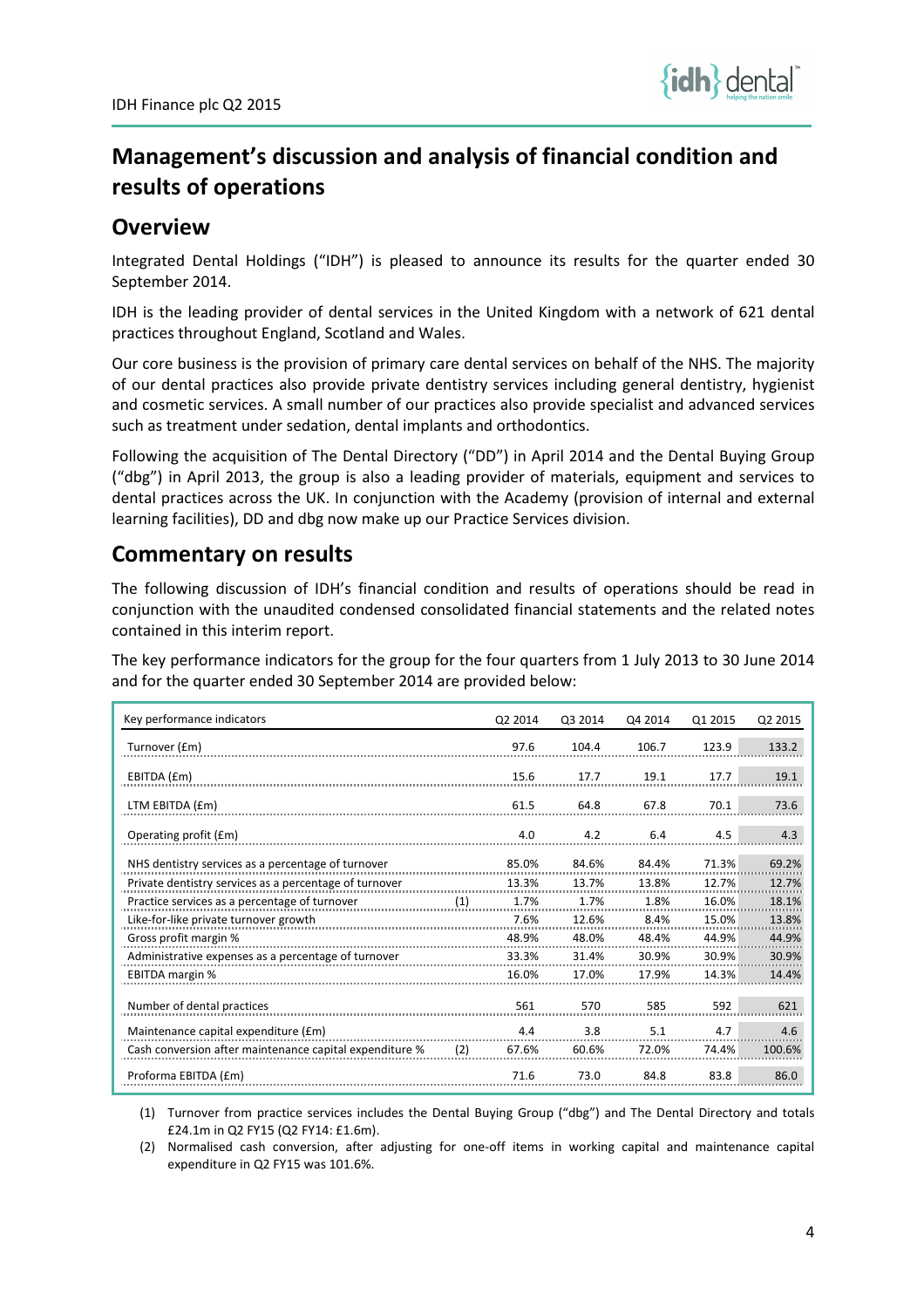# Management's discussion and analysis of financial condition and results of operations

## Overview

Integrated Dental Holdings ("IDH") is pleased to announce its results for the quarter ended 30 September 2014.

IDH is the leading provider of dental services in the United Kingdom with a network of 621 dental practices throughout England, Scotland and Wales.

Our core business is the provision of primary care dental services on behalf of the NHS. The majority of our dental practices also provide private dentistry services including general dentistry, hygienist and cosmetic services. A small number of our practices also provide specialist and advanced services such as treatment under sedation, dental implants and orthodontics.

Following the acquisition of The Dental Directory ("DD") in April 2014 and the Dental Buying Group ("dbg") in April 2013, the group is also a leading provider of materials, equipment and services to dental practices across the UK. In conjunction with the Academy (provision of internal and external learning facilities), DD and dbg now make up our Practice Services division.

## Commentary on results

The following discussion of IDH's financial condition and results of operations should be read in conjunction with the unaudited condensed consolidated financial statements and the related notes contained in this interim report.

The key performance indicators for the group for the four quarters from 1 July 2013 to 30 June 2014 and for the quarter ended 30 September 2014 are provided below:

| Key performance indicators | | Q2 2014 | Q3 2014 | Q4 2014 | Q1 2015 | Q2 2015 |
|---|---|---|---|---|---|---|
| Turnover (£m) | | 97.6 | 104.4 | 106.7 | 123.9 | 133.2 |
| EBITDA (£m) | | 15.6 | 17.7 | 19.1 | 17.7 | 19.1 |
| LTM EBITDA (£m) | | 61.5 | 64.8 | 67.8 | 70.1 | 73.6 |
| Operating profit (£m) | | 4.0 | 4.2 | 6.4 | 4.5 | 4.3 |
| NHS dentistry services as a percentage of turnover | | 85.0% | 84.6% | 84.4% | 71.3% | 69.2% |
| Private dentistry services as a percentage of turnover | | 13.3% | 13.7% | 13.8% | 12.7% | 12.7% |
| Practice services as a percentage of turnover | (1) | 1.7% | 1.7% | 1.8% | 16.0% | 18.1% |
| Like-for-like private turnover growth | | 7.6% | 12.6% | 8.4% | 15.0% | 13.8% |
| Gross profit margin % | | 48.9% | 48.0% | 48.4% | 44.9% | 44.9% |
| Administrative expenses as a percentage of turnover | | 33.3% | 31.4% | 30.9% | 30.9% | 30.9% |
| EBITDA margin % | | 16.0% | 17.0% | 17.9% | 14.3% | 14.4% |
| Number of dental practices | | 561 | 570 | 585 | 592 | 621 |
| Maintenance capital expenditure (£m) | | 4.4 | 3.8 | 5.1 | 4.7 | 4.6 |
| Cash conversion after maintenance capital expenditure % | (2) | 67.6% | 60.6% | 72.0% | 74.4% | 100.6% |
| Proforma EBITDA (£m) | | 71.6 | 73.0 | 84.8 | 83.8 | 86.0 |

(1) Turnover from practice services includes the Dental Buying Group ("dbg") and The Dental Directory and totals £24.1m in Q2 FY15 (Q2 FY14: £1.6m).

(2) Normalised cash conversion, after adjusting for one-off items in working capital and maintenance capital expenditure in Q2 FY15 was 101.6%.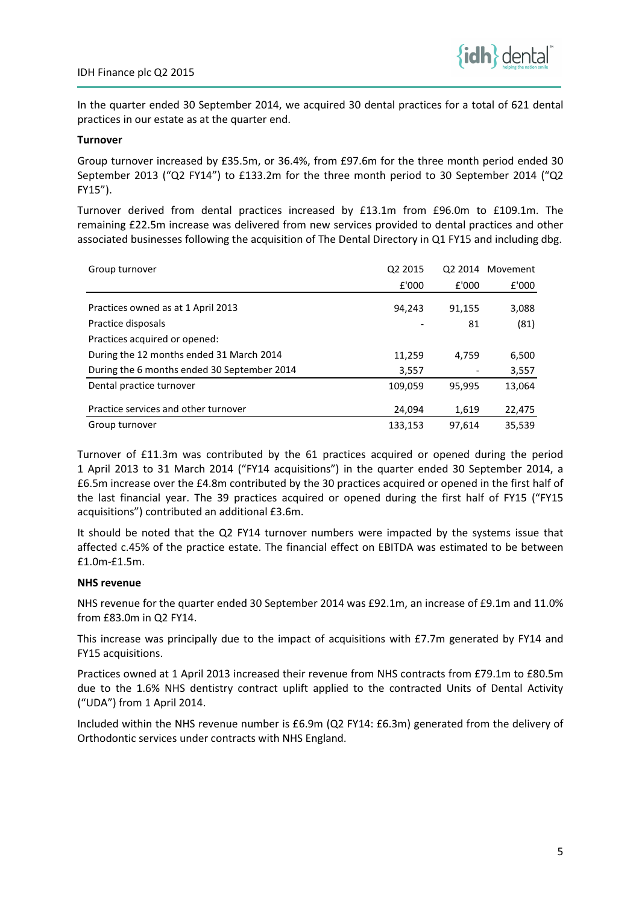In the quarter ended 30 September 2014, we acquired 30 dental practices for a total of 621 dental practices in our estate as at the quarter end.

**Turnover**

Group turnover increased by £35.5m, or 36.4%, from £97.6m for the three month period ended 30 September 2013 ("Q2 FY14") to £133.2m for the three month period to 30 September 2014 ("Q2 FY15").

Turnover derived from dental practices increased by £13.1m from £96.0m to £109.1m. The remaining £22.5m increase was delivered from new services provided to dental practices and other associated businesses following the acquisition of The Dental Directory in Q1 FY15 and including dbg.

| Group turnover | Q2 2015 | Q2 2014 | Movement |
|---|---|---|---|
| | £'000 | £'000 | £'000 |
| Practices owned as at 1 April 2013 | 94,243 | 91,155 | 3,088 |
| Practice disposals | - | 81 | (81) |
| Practices acquired or opened: | | | |
| During the 12 months ended 31 March 2014 | 11,259 | 4,759 | 6,500 |
| During the 6 months ended 30 September 2014 | 3,557 | - | 3,557 |
| Dental practice turnover | 109,059 | 95,995 | 13,064 |
| Practice services and other turnover | 24,094 | 1,619 | 22,475 |
| Group turnover | 133,153 | 97,614 | 35,539 |

Turnover of £11.3m was contributed by the 61 practices acquired or opened during the period 1 April 2013 to 31 March 2014 ("FY14 acquisitions") in the quarter ended 30 September 2014, a £6.5m increase over the £4.8m contributed by the 30 practices acquired or opened in the first half of the last financial year. The 39 practices acquired or opened during the first half of FY15 ("FY15 acquisitions") contributed an additional £3.6m.

It should be noted that the Q2 FY14 turnover numbers were impacted by the systems issue that affected c.45% of the practice estate. The financial effect on EBITDA was estimated to be between £1.0m-£1.5m.

**NHS revenue**

NHS revenue for the quarter ended 30 September 2014 was £92.1m, an increase of £9.1m and 11.0% from £83.0m in Q2 FY14.

This increase was principally due to the impact of acquisitions with £7.7m generated by FY14 and FY15 acquisitions.

Practices owned at 1 April 2013 increased their revenue from NHS contracts from £79.1m to £80.5m due to the 1.6% NHS dentistry contract uplift applied to the contracted Units of Dental Activity ("UDA") from 1 April 2014.

Included within the NHS revenue number is £6.9m (Q2 FY14: £6.3m) generated from the delivery of Orthodontic services under contracts with NHS England.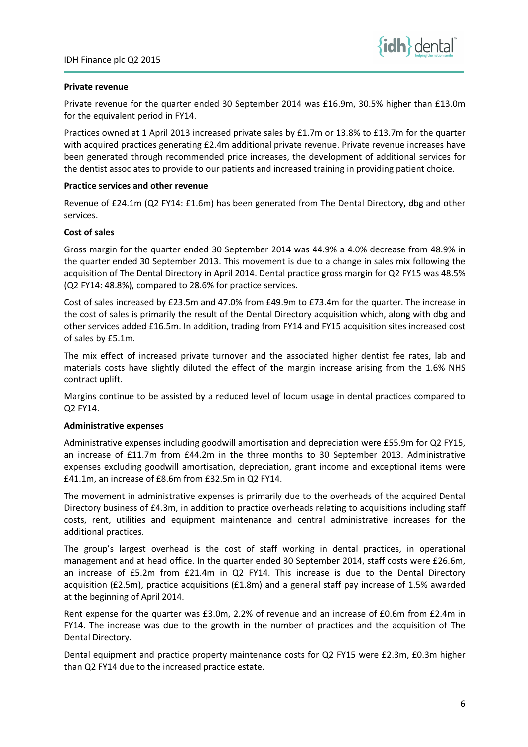**Private revenue**

Private revenue for the quarter ended 30 September 2014 was £16.9m, 30.5% higher than £13.0m for the equivalent period in FY14.

Practices owned at 1 April 2013 increased private sales by £1.7m or 13.8% to £13.7m for the quarter with acquired practices generating £2.4m additional private revenue. Private revenue increases have been generated through recommended price increases, the development of additional services for the dentist associates to provide to our patients and increased training in providing patient choice.

**Practice services and other revenue**

Revenue of £24.1m (Q2 FY14: £1.6m) has been generated from The Dental Directory, dbg and other services.

**Cost of sales**

Gross margin for the quarter ended 30 September 2014 was 44.9% a 4.0% decrease from 48.9% in the quarter ended 30 September 2013. This movement is due to a change in sales mix following the acquisition of The Dental Directory in April 2014. Dental practice gross margin for Q2 FY15 was 48.5% (Q2 FY14: 48.8%), compared to 28.6% for practice services.

Cost of sales increased by £23.5m and 47.0% from £49.9m to £73.4m for the quarter. The increase in the cost of sales is primarily the result of the Dental Directory acquisition which, along with dbg and other services added £16.5m. In addition, trading from FY14 and FY15 acquisition sites increased cost of sales by £5.1m.

The mix effect of increased private turnover and the associated higher dentist fee rates, lab and materials costs have slightly diluted the effect of the margin increase arising from the 1.6% NHS contract uplift.

Margins continue to be assisted by a reduced level of locum usage in dental practices compared to Q2 FY14.

**Administrative expenses**

Administrative expenses including goodwill amortisation and depreciation were £55.9m for Q2 FY15, an increase of £11.7m from £44.2m in the three months to 30 September 2013. Administrative expenses excluding goodwill amortisation, depreciation, grant income and exceptional items were £41.1m, an increase of £8.6m from £32.5m in Q2 FY14.

The movement in administrative expenses is primarily due to the overheads of the acquired Dental Directory business of £4.3m, in addition to practice overheads relating to acquisitions including staff costs, rent, utilities and equipment maintenance and central administrative increases for the additional practices.

The group's largest overhead is the cost of staff working in dental practices, in operational management and at head office. In the quarter ended 30 September 2014, staff costs were £26.6m, an increase of £5.2m from £21.4m in Q2 FY14. This increase is due to the Dental Directory acquisition (£2.5m), practice acquisitions (£1.8m) and a general staff pay increase of 1.5% awarded at the beginning of April 2014.

Rent expense for the quarter was £3.0m, 2.2% of revenue and an increase of £0.6m from £2.4m in FY14. The increase was due to the growth in the number of practices and the acquisition of The Dental Directory.

Dental equipment and practice property maintenance costs for Q2 FY15 were £2.3m, £0.3m higher than Q2 FY14 due to the increased practice estate.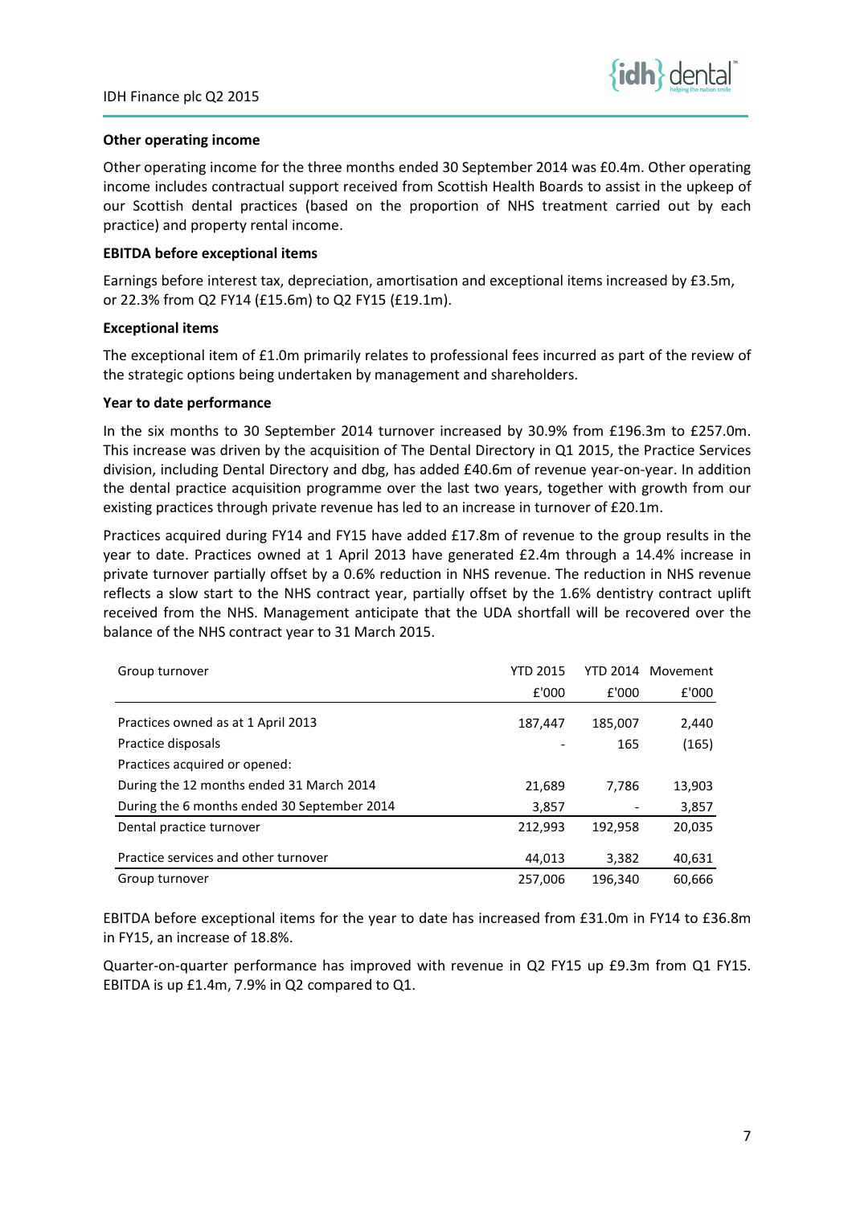**Other operating income**

Other operating income for the three months ended 30 September 2014 was £0.4m. Other operating income includes contractual support received from Scottish Health Boards to assist in the upkeep of our Scottish dental practices (based on the proportion of NHS treatment carried out by each practice) and property rental income.

**EBITDA before exceptional items**

Earnings before interest tax, depreciation, amortisation and exceptional items increased by £3.5m, or 22.3% from Q2 FY14 (£15.6m) to Q2 FY15 (£19.1m).

**Exceptional items**

The exceptional item of £1.0m primarily relates to professional fees incurred as part of the review of the strategic options being undertaken by management and shareholders.

**Year to date performance**

In the six months to 30 September 2014 turnover increased by 30.9% from £196.3m to £257.0m. This increase was driven by the acquisition of The Dental Directory in Q1 2015, the Practice Services division, including Dental Directory and dbg, has added £40.6m of revenue year-on-year. In addition the dental practice acquisition programme over the last two years, together with growth from our existing practices through private revenue has led to an increase in turnover of £20.1m.

Practices acquired during FY14 and FY15 have added £17.8m of revenue to the group results in the year to date. Practices owned at 1 April 2013 have generated £2.4m through a 14.4% increase in private turnover partially offset by a 0.6% reduction in NHS revenue. The reduction in NHS revenue reflects a slow start to the NHS contract year, partially offset by the 1.6% dentistry contract uplift received from the NHS. Management anticipate that the UDA shortfall will be recovered over the balance of the NHS contract year to 31 March 2015.

| Group turnover | YTD 2015 | YTD 2014 | Movement |
|---|---|---|---|
| | £'000 | £'000 | £'000 |
| Practices owned as at 1 April 2013 | 187,447 | 185,007 | 2,440 |
| Practice disposals | - | 165 | (165) |
| Practices acquired or opened: | | | |
| During the 12 months ended 31 March 2014 | 21,689 | 7,786 | 13,903 |
| During the 6 months ended 30 September 2014 | 3,857 | - | 3,857 |
| Dental practice turnover | 212,993 | 192,958 | 20,035 |
| Practice services and other turnover | 44,013 | 3,382 | 40,631 |
| Group turnover | 257,006 | 196,340 | 60,666 |

EBITDA before exceptional items for the year to date has increased from £31.0m in FY14 to £36.8m in FY15, an increase of 18.8%.

Quarter-on-quarter performance has improved with revenue in Q2 FY15 up £9.3m from Q1 FY15. EBITDA is up £1.4m, 7.9% in Q2 compared to Q1.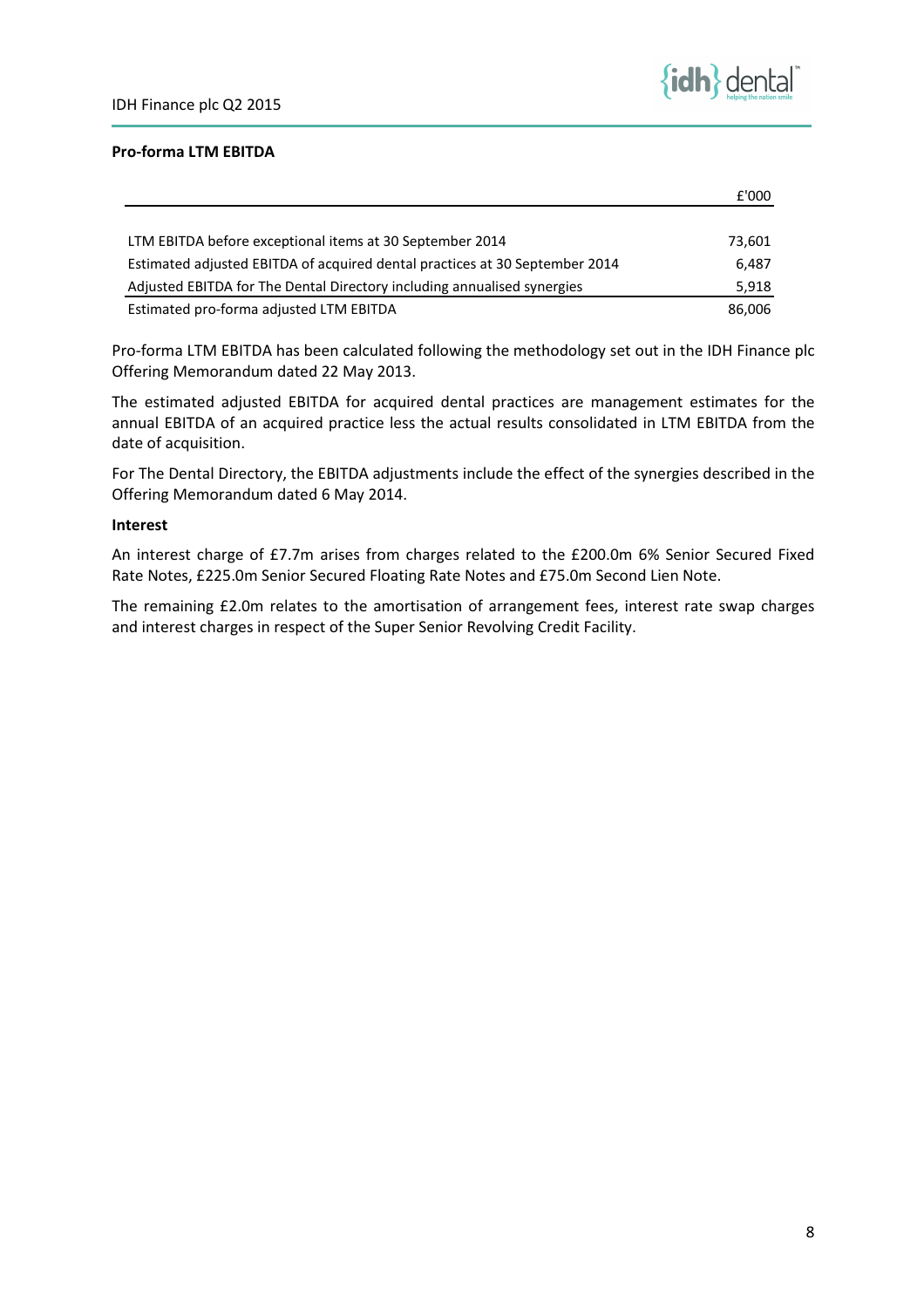**Pro-forma LTM EBITDA**

| | £'000 |
|---|---|
| LTM EBITDA before exceptional items at 30 September 2014 | 73,601 |
| Estimated adjusted EBITDA of acquired dental practices at 30 September 2014 | 6,487 |
| Adjusted EBITDA for The Dental Directory including annualised synergies | 5,918 |
| Estimated pro-forma adjusted LTM EBITDA | 86,006 |

Pro-forma LTM EBITDA has been calculated following the methodology set out in the IDH Finance plc Offering Memorandum dated 22 May 2013.

The estimated adjusted EBITDA for acquired dental practices are management estimates for the annual EBITDA of an acquired practice less the actual results consolidated in LTM EBITDA from the date of acquisition.

For The Dental Directory, the EBITDA adjustments include the effect of the synergies described in the Offering Memorandum dated 6 May 2014.

**Interest**

An interest charge of £7.7m arises from charges related to the £200.0m 6% Senior Secured Fixed Rate Notes, £225.0m Senior Secured Floating Rate Notes and £75.0m Second Lien Note.

The remaining £2.0m relates to the amortisation of arrangement fees, interest rate swap charges and interest charges in respect of the Super Senior Revolving Credit Facility.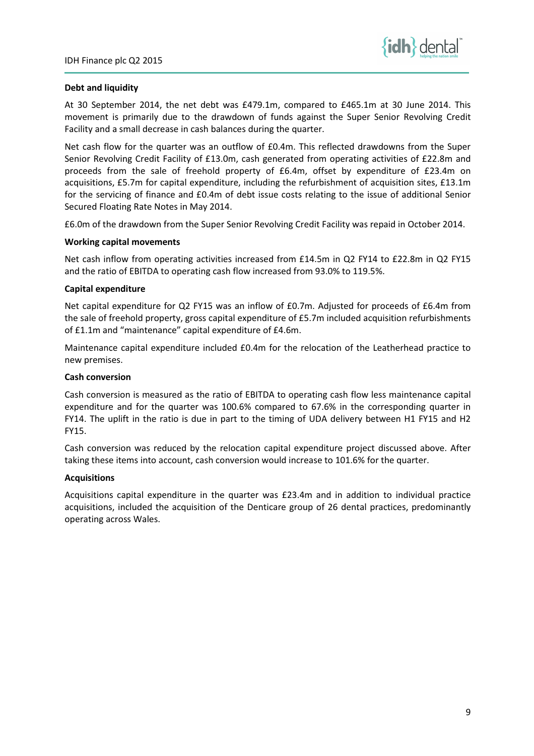**Debt and liquidity**

At 30 September 2014, the net debt was £479.1m, compared to £465.1m at 30 June 2014. This movement is primarily due to the drawdown of funds against the Super Senior Revolving Credit Facility and a small decrease in cash balances during the quarter.

Net cash flow for the quarter was an outflow of £0.4m. This reflected drawdowns from the Super Senior Revolving Credit Facility of £13.0m, cash generated from operating activities of £22.8m and proceeds from the sale of freehold property of £6.4m, offset by expenditure of £23.4m on acquisitions, £5.7m for capital expenditure, including the refurbishment of acquisition sites, £13.1m for the servicing of finance and £0.4m of debt issue costs relating to the issue of additional Senior Secured Floating Rate Notes in May 2014.

£6.0m of the drawdown from the Super Senior Revolving Credit Facility was repaid in October 2014.

**Working capital movements**

Net cash inflow from operating activities increased from £14.5m in Q2 FY14 to £22.8m in Q2 FY15 and the ratio of EBITDA to operating cash flow increased from 93.0% to 119.5%.

**Capital expenditure**

Net capital expenditure for Q2 FY15 was an inflow of £0.7m. Adjusted for proceeds of £6.4m from the sale of freehold property, gross capital expenditure of £5.7m included acquisition refurbishments of £1.1m and "maintenance" capital expenditure of £4.6m.

Maintenance capital expenditure included £0.4m for the relocation of the Leatherhead practice to new premises.

**Cash conversion**

Cash conversion is measured as the ratio of EBITDA to operating cash flow less maintenance capital expenditure and for the quarter was 100.6% compared to 67.6% in the corresponding quarter in FY14. The uplift in the ratio is due in part to the timing of UDA delivery between H1 FY15 and H2 FY15.

Cash conversion was reduced by the relocation capital expenditure project discussed above. After taking these items into account, cash conversion would increase to 101.6% for the quarter.

**Acquisitions**

Acquisitions capital expenditure in the quarter was £23.4m and in addition to individual practice acquisitions, included the acquisition of the Denticare group of 26 dental practices, predominantly operating across Wales.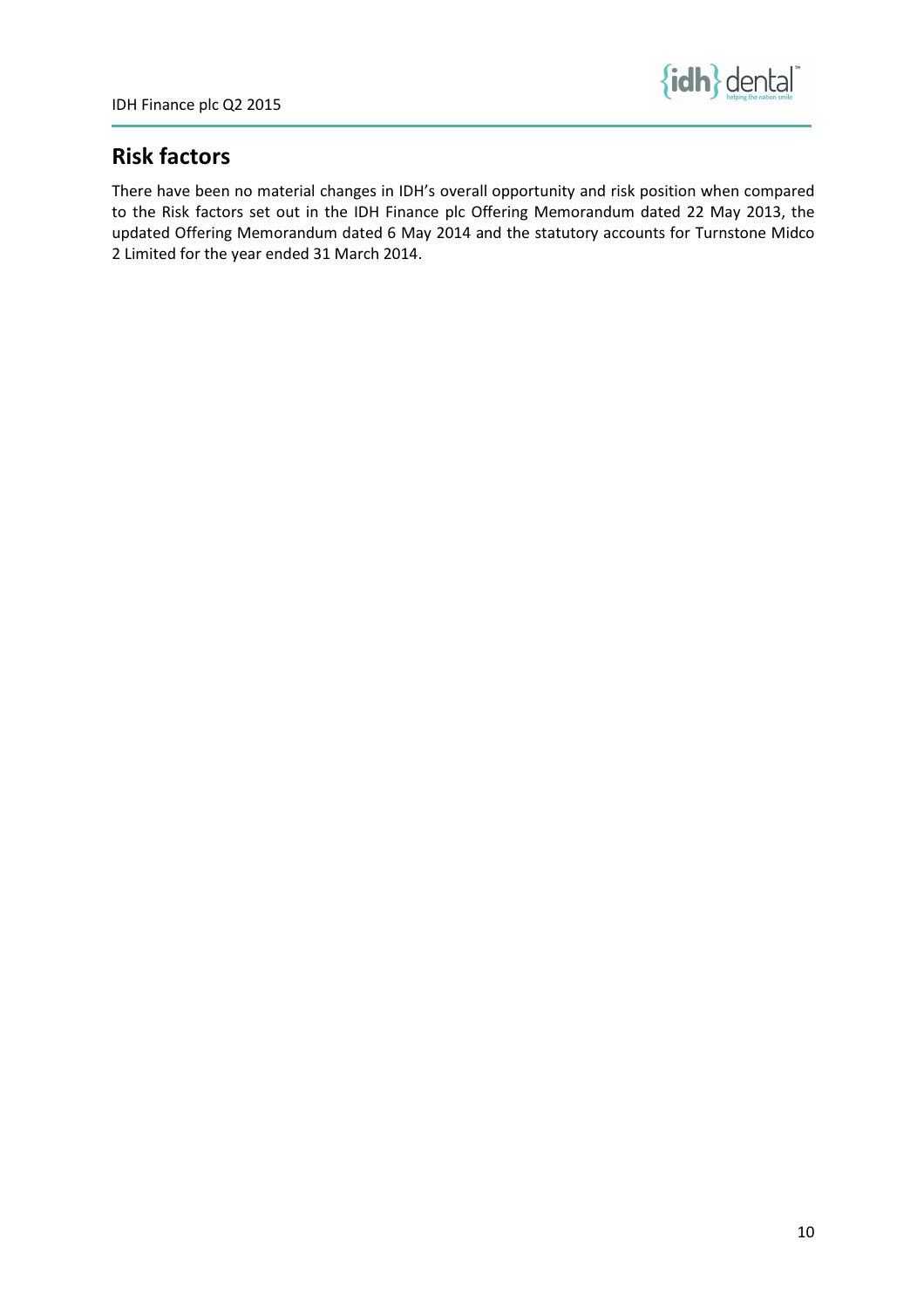## Risk factors

There have been no material changes in IDH's overall opportunity and risk position when compared to the Risk factors set out in the IDH Finance plc Offering Memorandum dated 22 May 2013, the updated Offering Memorandum dated 6 May 2014 and the statutory accounts for Turnstone Midco 2 Limited for the year ended 31 March 2014.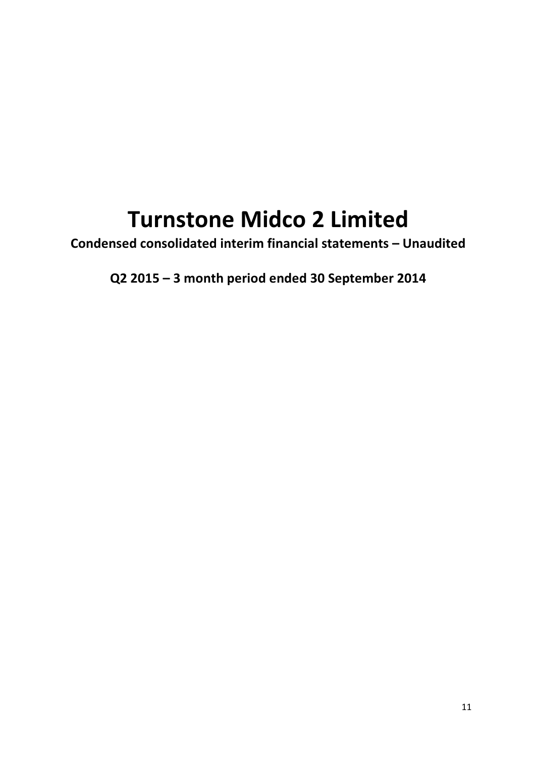# Turnstone Midco 2 Limited

**Condensed consolidated interim financial statements – Unaudited**

**Q2 2015 – 3 month period ended 30 September 2014**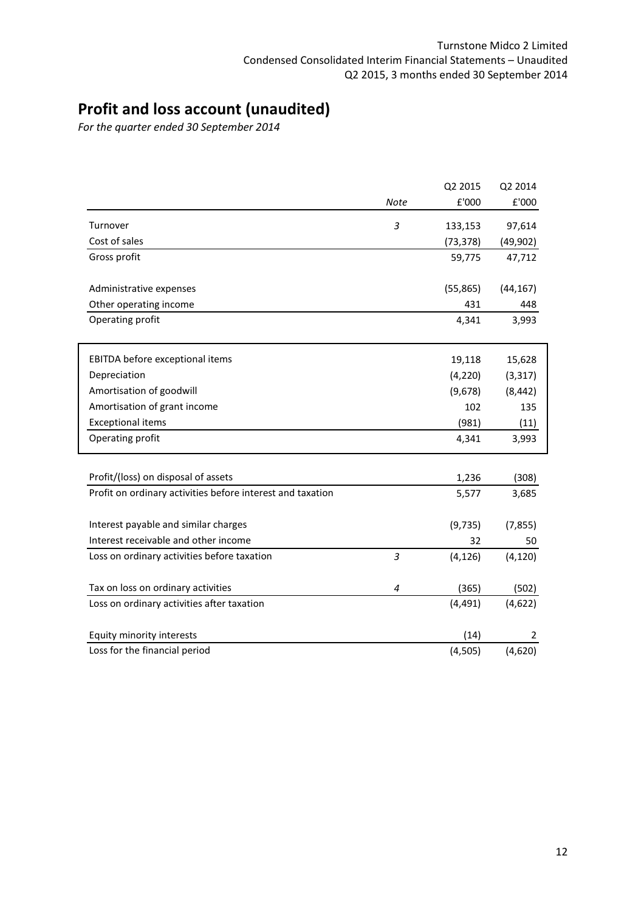# Profit and loss account (unaudited)

*For the quarter ended 30 September 2014*

| | *Note* | Q2 2015<br>£'000 | Q2 2014<br>£'000 |
|---|---|---|---|
| Turnover | *3* | 133,153 | 97,614 |
| Cost of sales | | (73,378) | (49,902) |
| Gross profit | | 59,775 | 47,712 |
| | | | |
| Administrative expenses | | (55,865) | (44,167) |
| Other operating income | | 431 | 448 |
| Operating profit | | 4,341 | 3,993 |
| | | | |
| EBITDA before exceptional items | | 19,118 | 15,628 |
| Depreciation | | (4,220) | (3,317) |
| Amortisation of goodwill | | (9,678) | (8,442) |
| Amortisation of grant income | | 102 | 135 |
| Exceptional items | | (981) | (11) |
| Operating profit | | 4,341 | 3,993 |
| | | | |
| Profit/(loss) on disposal of assets | | 1,236 | (308) |
| Profit on ordinary activities before interest and taxation | | 5,577 | 3,685 |
| | | | |
| Interest payable and similar charges | | (9,735) | (7,855) |
| Interest receivable and other income | | 32 | 50 |
| Loss on ordinary activities before taxation | *3* | (4,126) | (4,120) |
| | | | |
| Tax on loss on ordinary activities | *4* | (365) | (502) |
| Loss on ordinary activities after taxation | | (4,491) | (4,622) |
| | | | |
| Equity minority interests | | (14) | 2 |
| Loss for the financial period | | (4,505) | (4,620) |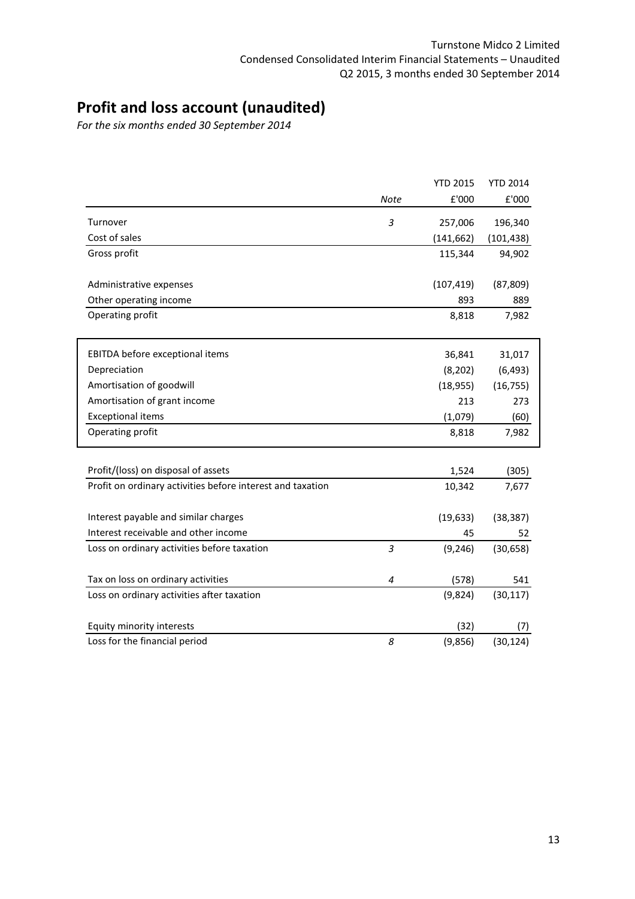# Profit and loss account (unaudited)

*For the six months ended 30 September 2014*

| | *Note* | YTD 2015<br>£'000 | YTD 2014<br>£'000 |
|---|---|---|---|
| Turnover | *3* | 257,006 | 196,340 |
| Cost of sales | | (141,662) | (101,438) |
| Gross profit | | 115,344 | 94,902 |
| | | | |
| Administrative expenses | | (107,419) | (87,809) |
| Other operating income | | 893 | 889 |
| Operating profit | | 8,818 | 7,982 |
| | | | |
| EBITDA before exceptional items | | 36,841 | 31,017 |
| Depreciation | | (8,202) | (6,493) |
| Amortisation of goodwill | | (18,955) | (16,755) |
| Amortisation of grant income | | 213 | 273 |
| Exceptional items | | (1,079) | (60) |
| Operating profit | | 8,818 | 7,982 |
| | | | |
| Profit/(loss) on disposal of assets | | 1,524 | (305) |
| Profit on ordinary activities before interest and taxation | | 10,342 | 7,677 |
| | | | |
| Interest payable and similar charges | | (19,633) | (38,387) |
| Interest receivable and other income | | 45 | 52 |
| Loss on ordinary activities before taxation | *3* | (9,246) | (30,658) |
| | | | |
| Tax on loss on ordinary activities | *4* | (578) | 541 |
| Loss on ordinary activities after taxation | | (9,824) | (30,117) |
| | | | |
| Equity minority interests | | (32) | (7) |
| Loss for the financial period | *8* | (9,856) | (30,124) |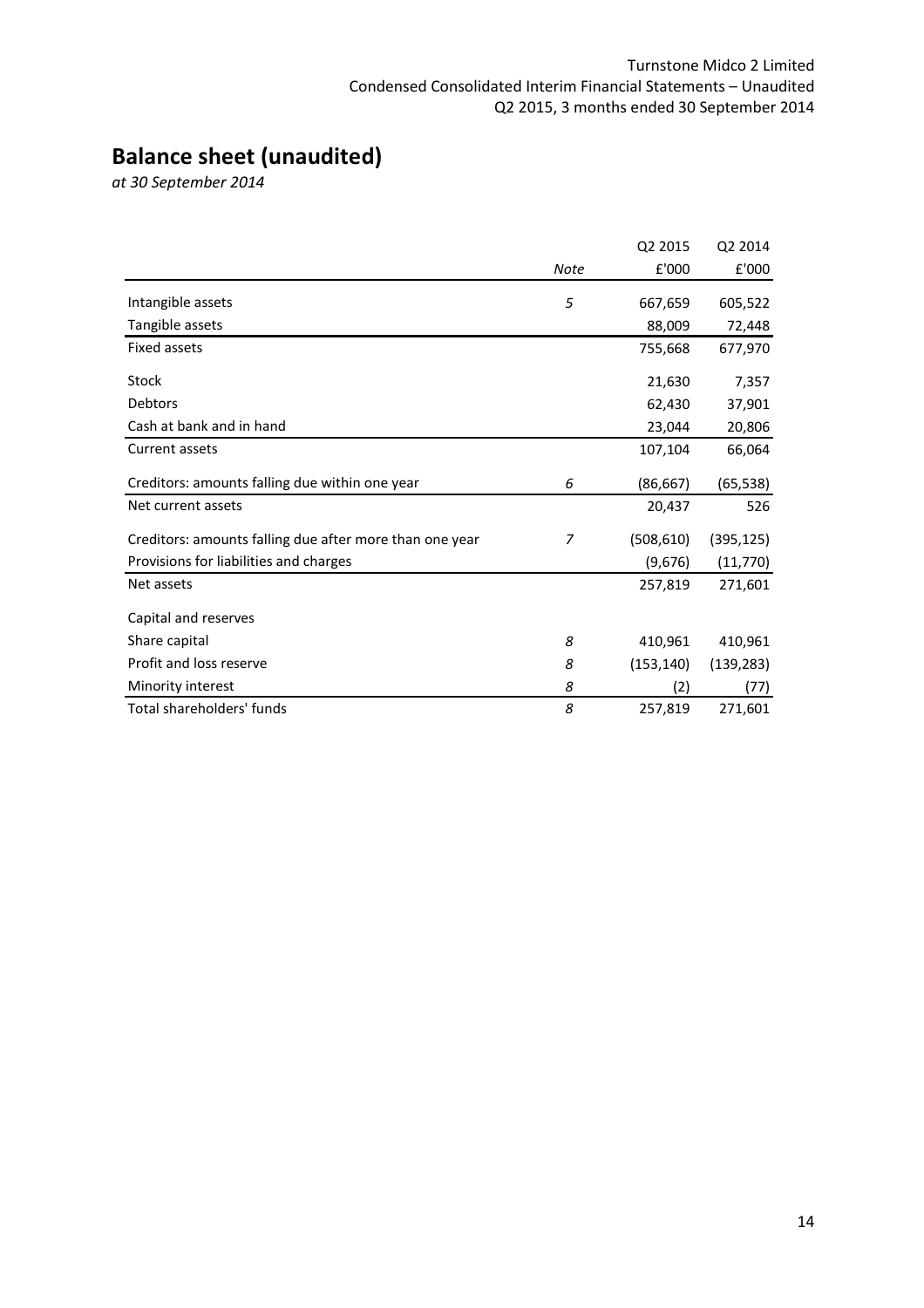# Balance sheet (unaudited)

*at 30 September 2014*

| | *Note* | Q2 2015<br>£'000 | Q2 2014<br>£'000 |
|---|---|---|---|
| Intangible assets | *5* | 667,659 | 605,522 |
| Tangible assets | | 88,009 | 72,448 |
| Fixed assets | | 755,668 | 677,970 |
| Stock | | 21,630 | 7,357 |
| Debtors | | 62,430 | 37,901 |
| Cash at bank and in hand | | 23,044 | 20,806 |
| Current assets | | 107,104 | 66,064 |
| Creditors: amounts falling due within one year | *6* | (86,667) | (65,538) |
| Net current assets | | 20,437 | 526 |
| Creditors: amounts falling due after more than one year | *7* | (508,610) | (395,125) |
| Provisions for liabilities and charges | | (9,676) | (11,770) |
| Net assets | | 257,819 | 271,601 |
| Capital and reserves | | | |
| Share capital | *8* | 410,961 | 410,961 |
| Profit and loss reserve | *8* | (153,140) | (139,283) |
| Minority interest | *8* | (2) | (77) |
| Total shareholders' funds | *8* | 257,819 | 271,601 |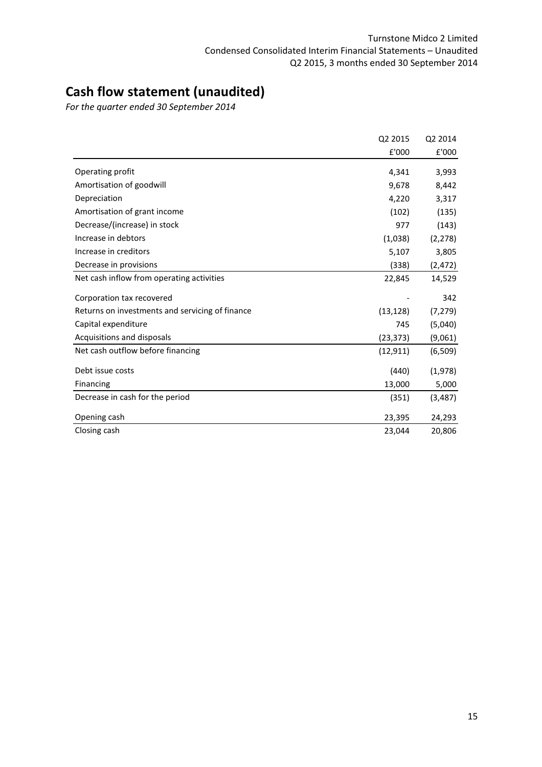# Cash flow statement (unaudited)

*For the quarter ended 30 September 2014*

| | Q2 2015 | Q2 2014 |
|---|---|---|
| | £'000 | £'000 |
| Operating profit | 4,341 | 3,993 |
| Amortisation of goodwill | 9,678 | 8,442 |
| Depreciation | 4,220 | 3,317 |
| Amortisation of grant income | (102) | (135) |
| Decrease/(increase) in stock | 977 | (143) |
| Increase in debtors | (1,038) | (2,278) |
| Increase in creditors | 5,107 | 3,805 |
| Decrease in provisions | (338) | (2,472) |
| Net cash inflow from operating activities | 22,845 | 14,529 |
| Corporation tax recovered | - | 342 |
| Returns on investments and servicing of finance | (13,128) | (7,279) |
| Capital expenditure | 745 | (5,040) |
| Acquisitions and disposals | (23,373) | (9,061) |
| Net cash outflow before financing | (12,911) | (6,509) |
| Debt issue costs | (440) | (1,978) |
| Financing | 13,000 | 5,000 |
| Decrease in cash for the period | (351) | (3,487) |
| Opening cash | 23,395 | 24,293 |
| Closing cash | 23,044 | 20,806 |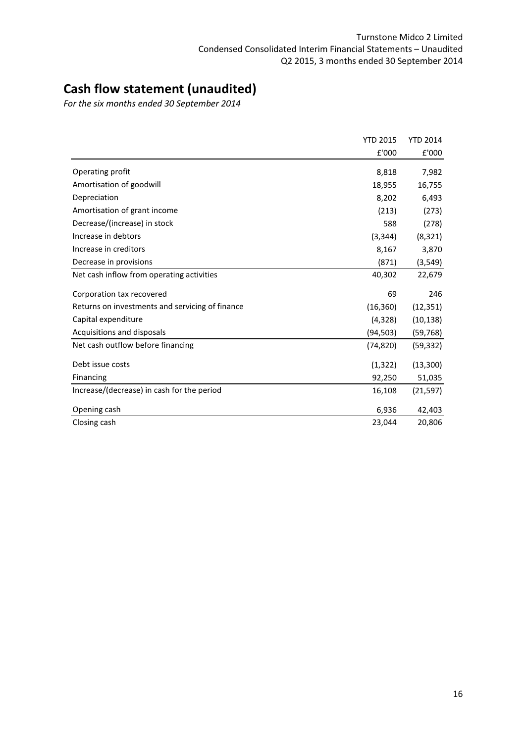# Cash flow statement (unaudited)

*For the six months ended 30 September 2014*

| | YTD 2015 | YTD 2014 |
|---|---|---|
| | £'000 | £'000 |
| Operating profit | 8,818 | 7,982 |
| Amortisation of goodwill | 18,955 | 16,755 |
| Depreciation | 8,202 | 6,493 |
| Amortisation of grant income | (213) | (273) |
| Decrease/(increase) in stock | 588 | (278) |
| Increase in debtors | (3,344) | (8,321) |
| Increase in creditors | 8,167 | 3,870 |
| Decrease in provisions | (871) | (3,549) |
| Net cash inflow from operating activities | 40,302 | 22,679 |
| Corporation tax recovered | 69 | 246 |
| Returns on investments and servicing of finance | (16,360) | (12,351) |
| Capital expenditure | (4,328) | (10,138) |
| Acquisitions and disposals | (94,503) | (59,768) |
| Net cash outflow before financing | (74,820) | (59,332) |
| Debt issue costs | (1,322) | (13,300) |
| Financing | 92,250 | 51,035 |
| Increase/(decrease) in cash for the period | 16,108 | (21,597) |
| Opening cash | 6,936 | 42,403 |
| Closing cash | 23,044 | 20,806 |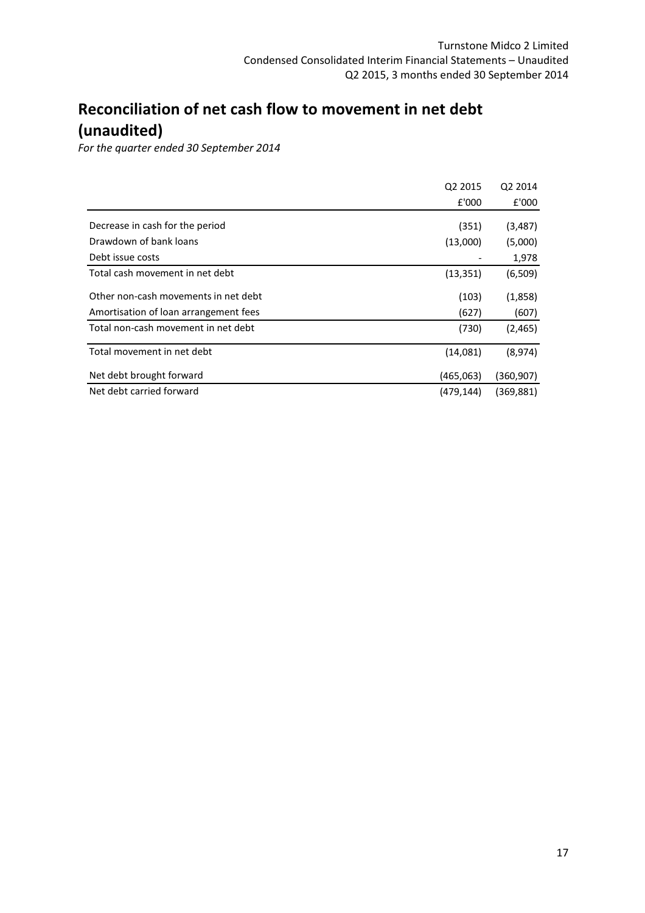# Reconciliation of net cash flow to movement in net debt (unaudited)

*For the quarter ended 30 September 2014*

| | Q2 2015 | Q2 2014 |
|---|---|---|
| | £'000 | £'000 |
| Decrease in cash for the period | (351) | (3,487) |
| Drawdown of bank loans | (13,000) | (5,000) |
| Debt issue costs | - | 1,978 |
| Total cash movement in net debt | (13,351) | (6,509) |
| Other non-cash movements in net debt | (103) | (1,858) |
| Amortisation of loan arrangement fees | (627) | (607) |
| Total non-cash movement in net debt | (730) | (2,465) |
| Total movement in net debt | (14,081) | (8,974) |
| Net debt brought forward | (465,063) | (360,907) |
| Net debt carried forward | (479,144) | (369,881) |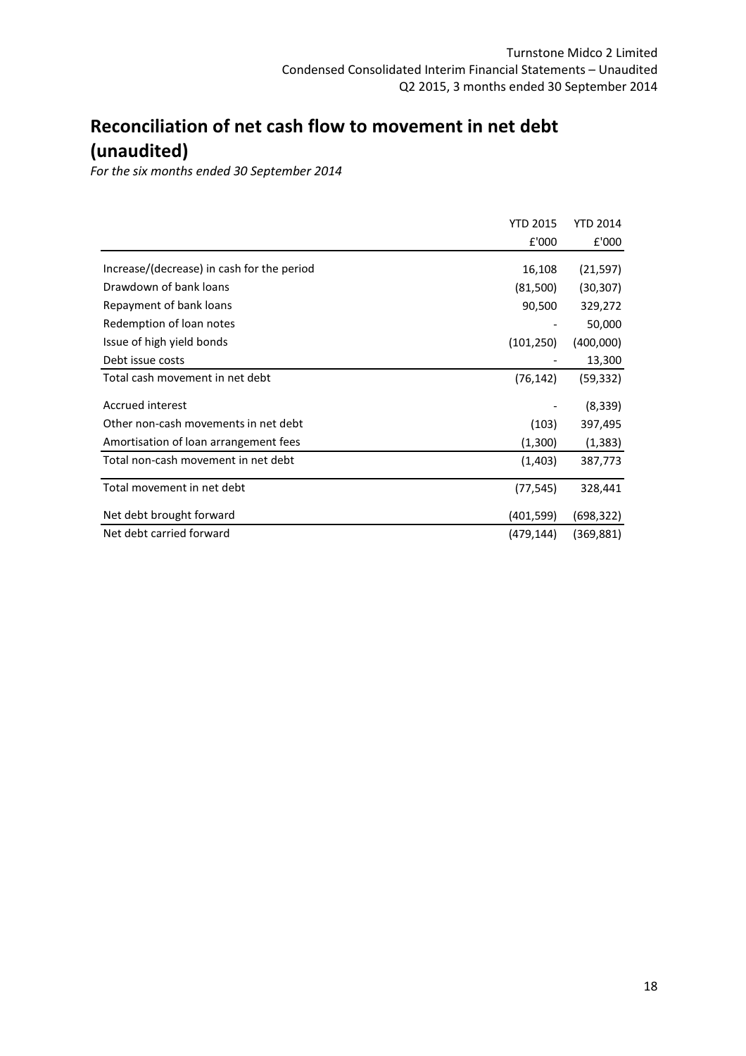# Reconciliation of net cash flow to movement in net debt (unaudited)

*For the six months ended 30 September 2014*

| | YTD 2015 | YTD 2014 |
|---|---|---|
| | £'000 | £'000 |
| Increase/(decrease) in cash for the period | 16,108 | (21,597) |
| Drawdown of bank loans | (81,500) | (30,307) |
| Repayment of bank loans | 90,500 | 329,272 |
| Redemption of loan notes | - | 50,000 |
| Issue of high yield bonds | (101,250) | (400,000) |
| Debt issue costs | - | 13,300 |
| Total cash movement in net debt | (76,142) | (59,332) |
| Accrued interest | - | (8,339) |
| Other non-cash movements in net debt | (103) | 397,495 |
| Amortisation of loan arrangement fees | (1,300) | (1,383) |
| Total non-cash movement in net debt | (1,403) | 387,773 |
| Total movement in net debt | (77,545) | 328,441 |
| Net debt brought forward | (401,599) | (698,322) |
| Net debt carried forward | (479,144) | (369,881) |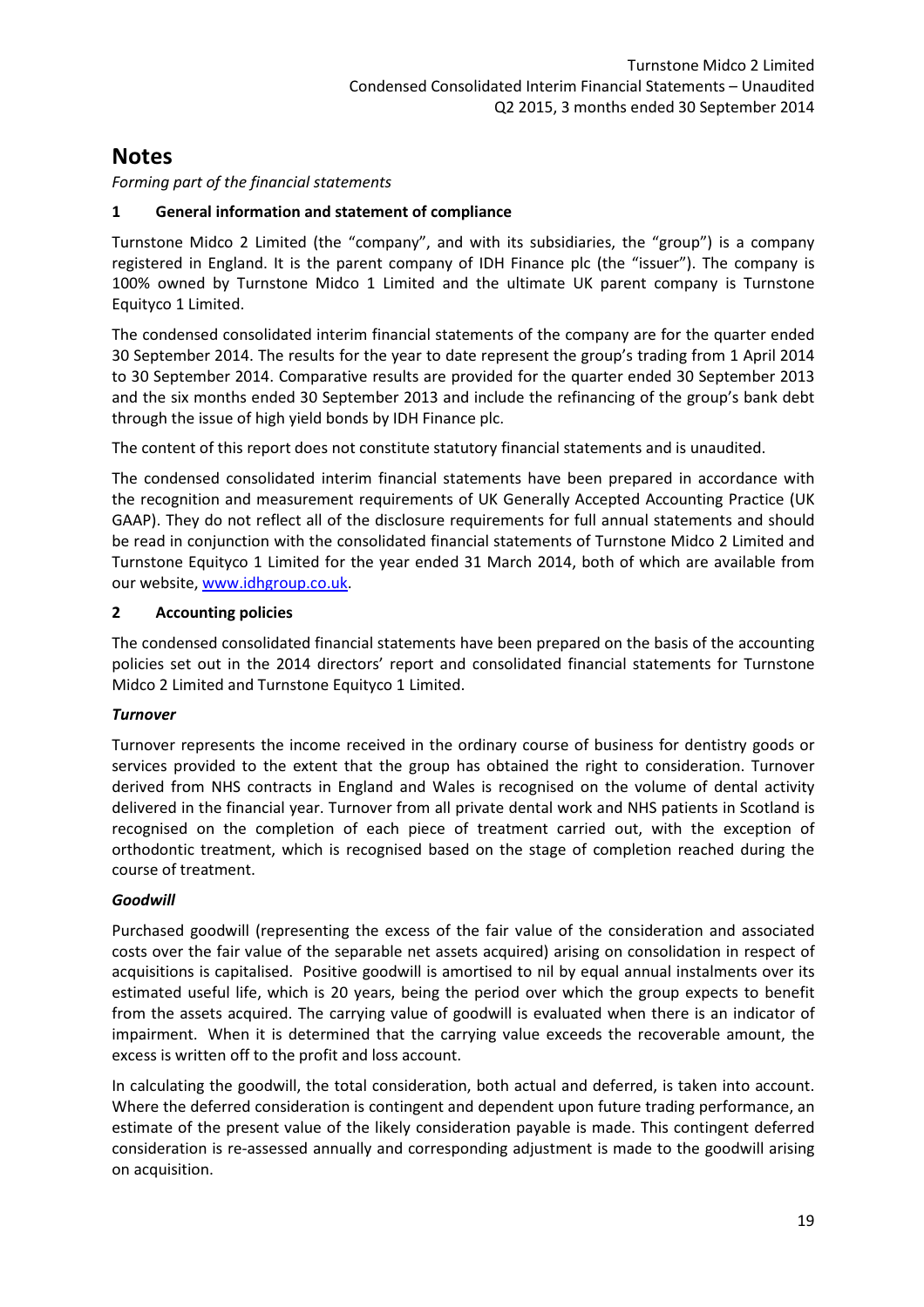# Notes

*Forming part of the financial statements*

## 1 General information and statement of compliance

Turnstone Midco 2 Limited (the "company", and with its subsidiaries, the "group") is a company registered in England. It is the parent company of IDH Finance plc (the "issuer"). The company is 100% owned by Turnstone Midco 1 Limited and the ultimate UK parent company is Turnstone Equityco 1 Limited.

The condensed consolidated interim financial statements of the company are for the quarter ended 30 September 2014. The results for the year to date represent the group's trading from 1 April 2014 to 30 September 2014. Comparative results are provided for the quarter ended 30 September 2013 and the six months ended 30 September 2013 and include the refinancing of the group's bank debt through the issue of high yield bonds by IDH Finance plc.

The content of this report does not constitute statutory financial statements and is unaudited.

The condensed consolidated interim financial statements have been prepared in accordance with the recognition and measurement requirements of UK Generally Accepted Accounting Practice (UK GAAP). They do not reflect all of the disclosure requirements for full annual statements and should be read in conjunction with the consolidated financial statements of Turnstone Midco 2 Limited and Turnstone Equityco 1 Limited for the year ended 31 March 2014, both of which are available from our website, [www.idhgroup.co.uk](http://www.idhgroup.co.uk).

## 2 Accounting policies

The condensed consolidated financial statements have been prepared on the basis of the accounting policies set out in the 2014 directors' report and consolidated financial statements for Turnstone Midco 2 Limited and Turnstone Equityco 1 Limited.

***Turnover***

Turnover represents the income received in the ordinary course of business for dentistry goods or services provided to the extent that the group has obtained the right to consideration. Turnover derived from NHS contracts in England and Wales is recognised on the volume of dental activity delivered in the financial year. Turnover from all private dental work and NHS patients in Scotland is recognised on the completion of each piece of treatment carried out, with the exception of orthodontic treatment, which is recognised based on the stage of completion reached during the course of treatment.

***Goodwill***

Purchased goodwill (representing the excess of the fair value of the consideration and associated costs over the fair value of the separable net assets acquired) arising on consolidation in respect of acquisitions is capitalised. Positive goodwill is amortised to nil by equal annual instalments over its estimated useful life, which is 20 years, being the period over which the group expects to benefit from the assets acquired. The carrying value of goodwill is evaluated when there is an indicator of impairment. When it is determined that the carrying value exceeds the recoverable amount, the excess is written off to the profit and loss account.

In calculating the goodwill, the total consideration, both actual and deferred, is taken into account. Where the deferred consideration is contingent and dependent upon future trading performance, an estimate of the present value of the likely consideration payable is made. This contingent deferred consideration is re-assessed annually and corresponding adjustment is made to the goodwill arising on acquisition.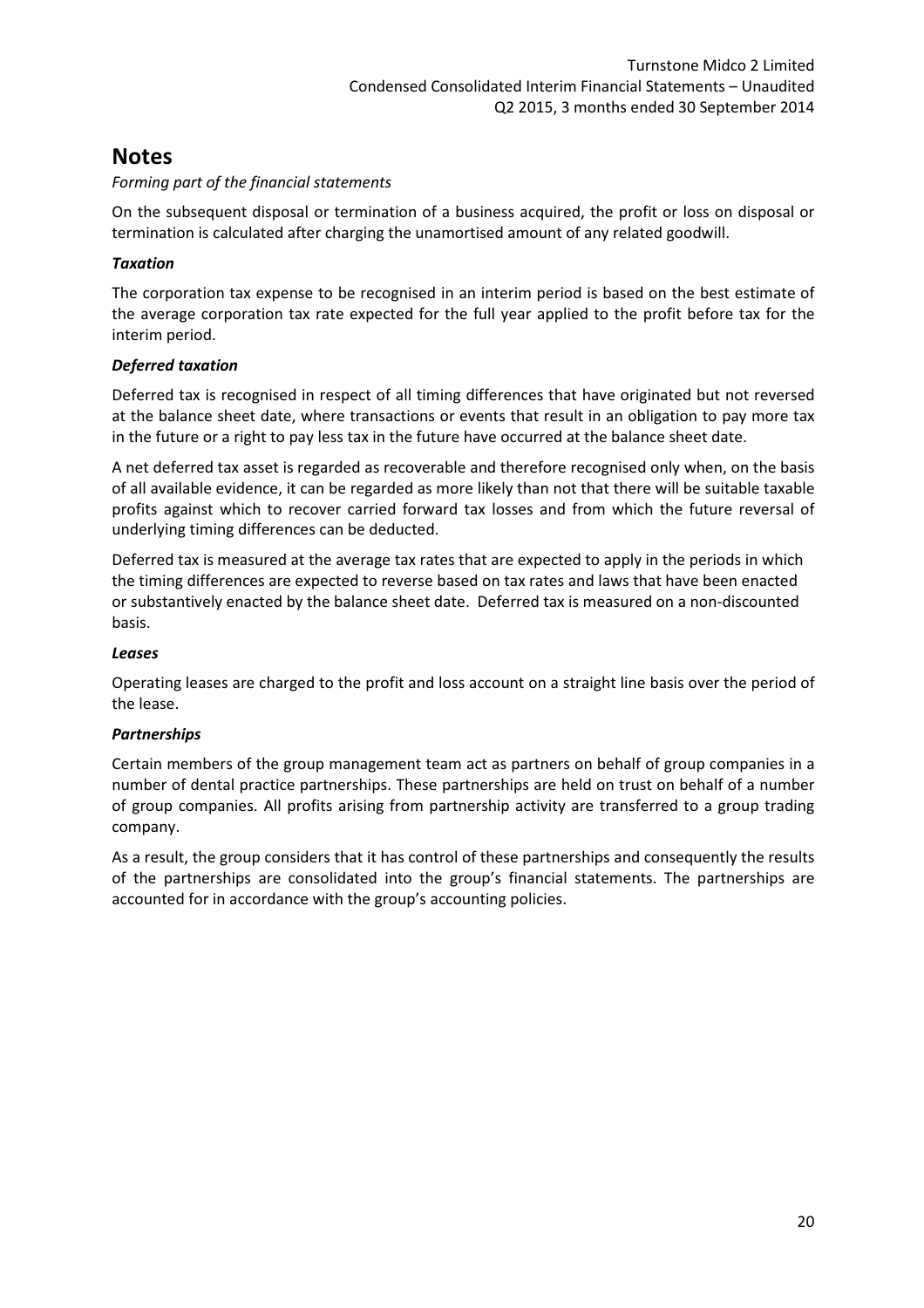# Notes

*Forming part of the financial statements*

On the subsequent disposal or termination of a business acquired, the profit or loss on disposal or termination is calculated after charging the unamortised amount of any related goodwill.

***Taxation***

The corporation tax expense to be recognised in an interim period is based on the best estimate of the average corporation tax rate expected for the full year applied to the profit before tax for the interim period.

***Deferred taxation***

Deferred tax is recognised in respect of all timing differences that have originated but not reversed at the balance sheet date, where transactions or events that result in an obligation to pay more tax in the future or a right to pay less tax in the future have occurred at the balance sheet date.

A net deferred tax asset is regarded as recoverable and therefore recognised only when, on the basis of all available evidence, it can be regarded as more likely than not that there will be suitable taxable profits against which to recover carried forward tax losses and from which the future reversal of underlying timing differences can be deducted.

Deferred tax is measured at the average tax rates that are expected to apply in the periods in which the timing differences are expected to reverse based on tax rates and laws that have been enacted or substantively enacted by the balance sheet date. Deferred tax is measured on a non-discounted basis.

***Leases***

Operating leases are charged to the profit and loss account on a straight line basis over the period of the lease.

***Partnerships***

Certain members of the group management team act as partners on behalf of group companies in a number of dental practice partnerships. These partnerships are held on trust on behalf of a number of group companies. All profits arising from partnership activity are transferred to a group trading company.

As a result, the group considers that it has control of these partnerships and consequently the results of the partnerships are consolidated into the group's financial statements. The partnerships are accounted for in accordance with the group's accounting policies.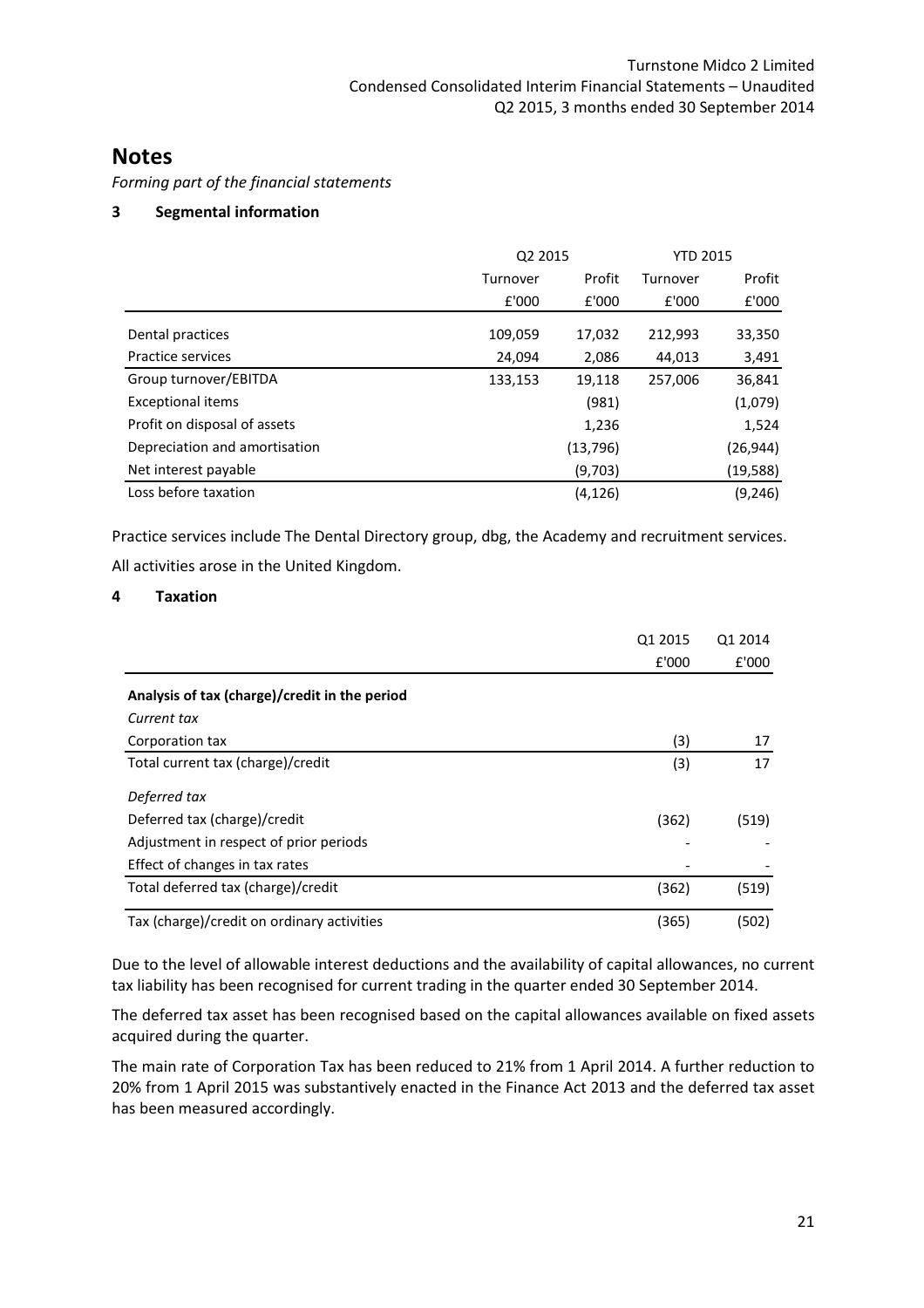# Notes

*Forming part of the financial statements*

## 3 Segmental information

| | Q2 2015 | | YTD 2015 | |
|---|---|---|---|---|
| | Turnover | Profit | Turnover | Profit |
| | £'000 | £'000 | £'000 | £'000 |
| Dental practices | 109,059 | 17,032 | 212,993 | 33,350 |
| Practice services | 24,094 | 2,086 | 44,013 | 3,491 |
| Group turnover/EBITDA | 133,153 | 19,118 | 257,006 | 36,841 |
| Exceptional items | | (981) | | (1,079) |
| Profit on disposal of assets | | 1,236 | | 1,524 |
| Depreciation and amortisation | | (13,796) | | (26,944) |
| Net interest payable | | (9,703) | | (19,588) |
| Loss before taxation | | (4,126) | | (9,246) |

Practice services include The Dental Directory group, dbg, the Academy and recruitment services.

All activities arose in the United Kingdom.

## 4 Taxation

| | Q1 2015 | Q1 2014 |
|---|---|---|
| | £'000 | £'000 |
| **Analysis of tax (charge)/credit in the period** | | |
| *Current tax* | | |
| Corporation tax | (3) | 17 |
| Total current tax (charge)/credit | (3) | 17 |
| *Deferred tax* | | |
| Deferred tax (charge)/credit | (362) | (519) |
| Adjustment in respect of prior periods | - | - |
| Effect of changes in tax rates | - | - |
| Total deferred tax (charge)/credit | (362) | (519) |
| Tax (charge)/credit on ordinary activities | (365) | (502) |

Due to the level of allowable interest deductions and the availability of capital allowances, no current tax liability has been recognised for current trading in the quarter ended 30 September 2014.

The deferred tax asset has been recognised based on the capital allowances available on fixed assets acquired during the quarter.

The main rate of Corporation Tax has been reduced to 21% from 1 April 2014. A further reduction to 20% from 1 April 2015 was substantively enacted in the Finance Act 2013 and the deferred tax asset has been measured accordingly.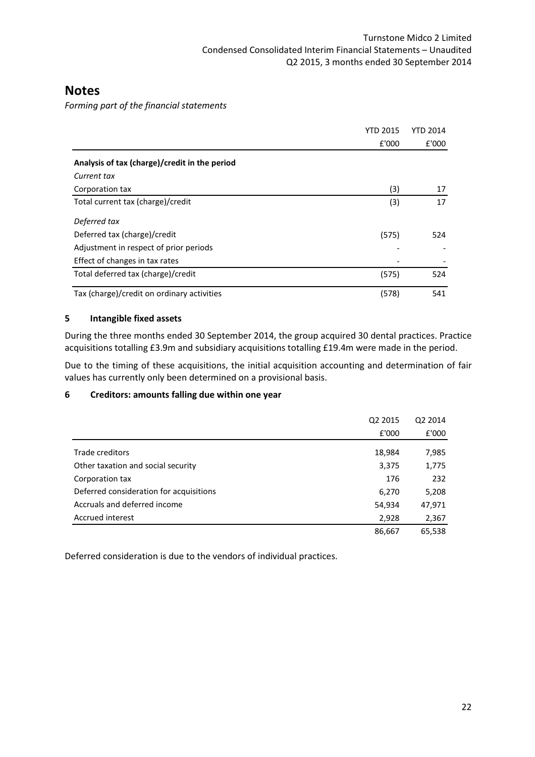# Notes

*Forming part of the financial statements*

| | YTD 2015 | YTD 2014 |
|---|---|---|
| | £'000 | £'000 |
| **Analysis of tax (charge)/credit in the period** | | |
| *Current tax* | | |
| Corporation tax | (3) | 17 |
| Total current tax (charge)/credit | (3) | 17 |
| *Deferred tax* | | |
| Deferred tax (charge)/credit | (575) | 524 |
| Adjustment in respect of prior periods | - | - |
| Effect of changes in tax rates | - | - |
| Total deferred tax (charge)/credit | (575) | 524 |
| Tax (charge)/credit on ordinary activities | (578) | 541 |

## 5 Intangible fixed assets

During the three months ended 30 September 2014, the group acquired 30 dental practices. Practice acquisitions totalling £3.9m and subsidiary acquisitions totalling £19.4m were made in the period.

Due to the timing of these acquisitions, the initial acquisition accounting and determination of fair values has currently only been determined on a provisional basis.

## 6 Creditors: amounts falling due within one year

| | Q2 2015 | Q2 2014 |
|---|---|---|
| | £'000 | £'000 |
| Trade creditors | 18,984 | 7,985 |
| Other taxation and social security | 3,375 | 1,775 |
| Corporation tax | 176 | 232 |
| Deferred consideration for acquisitions | 6,270 | 5,208 |
| Accruals and deferred income | 54,934 | 47,971 |
| Accrued interest | 2,928 | 2,367 |
| | 86,667 | 65,538 |

Deferred consideration is due to the vendors of individual practices.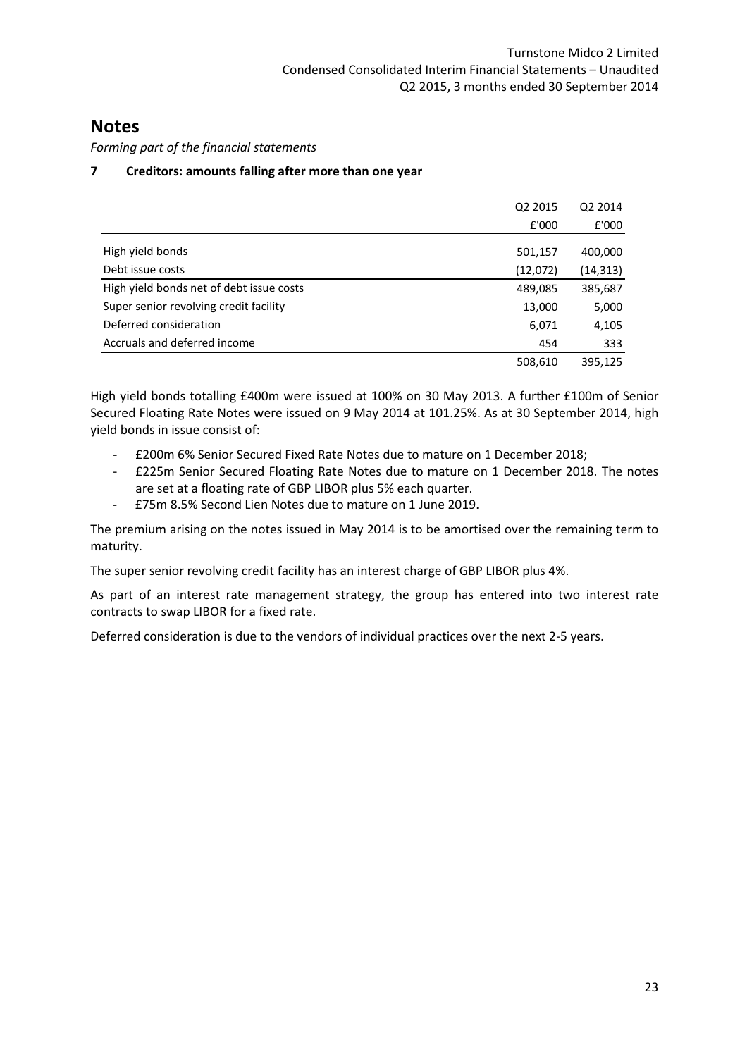# Notes

*Forming part of the financial statements*

### 7 Creditors: amounts falling after more than one year

| | Q2 2015 | Q2 2014 |
|---|---|---|
| | £'000 | £'000 |
| High yield bonds | 501,157 | 400,000 |
| Debt issue costs | (12,072) | (14,313) |
| High yield bonds net of debt issue costs | 489,085 | 385,687 |
| Super senior revolving credit facility | 13,000 | 5,000 |
| Deferred consideration | 6,071 | 4,105 |
| Accruals and deferred income | 454 | 333 |
| | 508,610 | 395,125 |

High yield bonds totalling £400m were issued at 100% on 30 May 2013. A further £100m of Senior Secured Floating Rate Notes were issued on 9 May 2014 at 101.25%. As at 30 September 2014, high yield bonds in issue consist of:

- £200m 6% Senior Secured Fixed Rate Notes due to mature on 1 December 2018;
- £225m Senior Secured Floating Rate Notes due to mature on 1 December 2018. The notes are set at a floating rate of GBP LIBOR plus 5% each quarter.
- £75m 8.5% Second Lien Notes due to mature on 1 June 2019.

The premium arising on the notes issued in May 2014 is to be amortised over the remaining term to maturity.

The super senior revolving credit facility has an interest charge of GBP LIBOR plus 4%.

As part of an interest rate management strategy, the group has entered into two interest rate contracts to swap LIBOR for a fixed rate.

Deferred consideration is due to the vendors of individual practices over the next 2-5 years.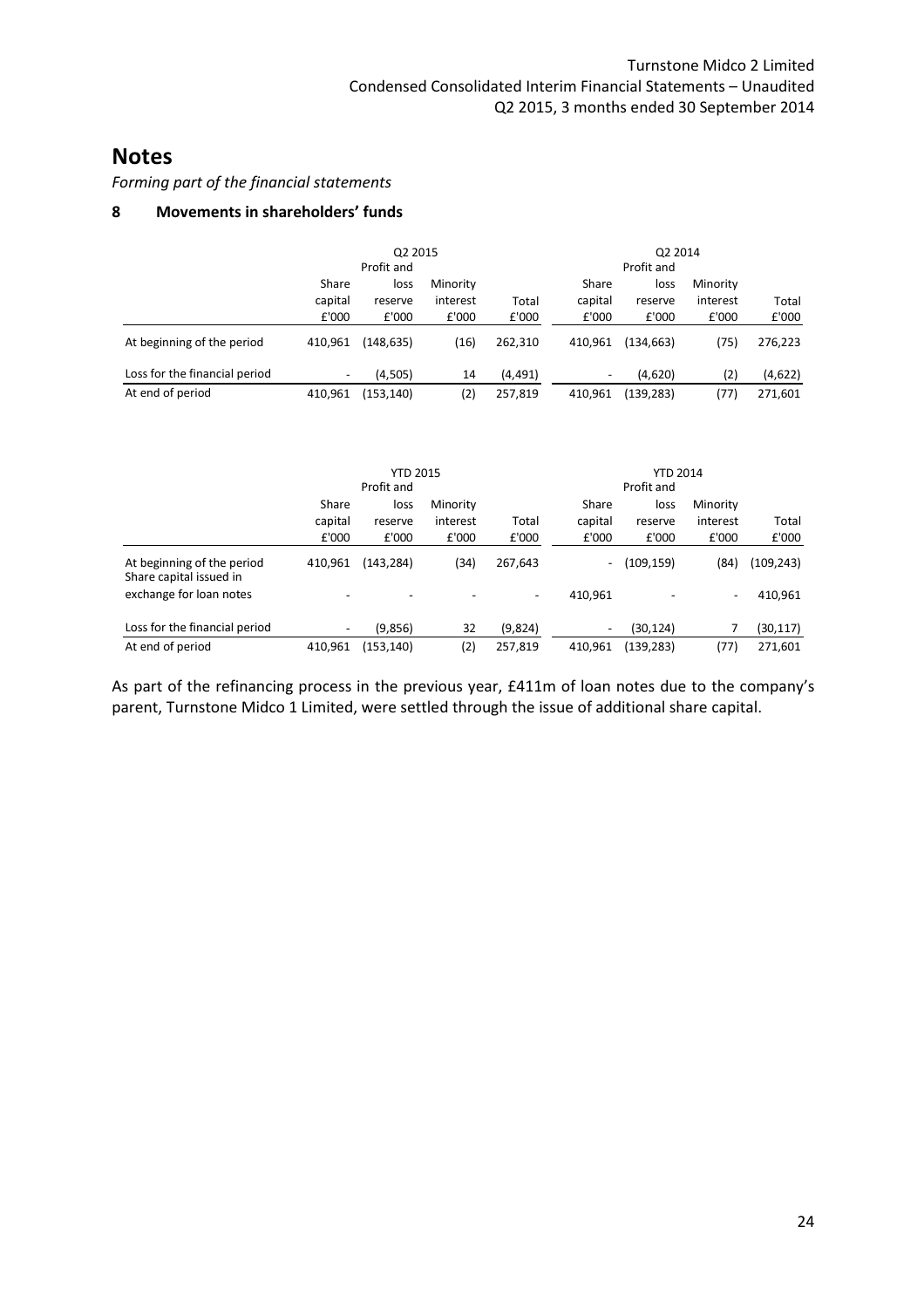# Notes

*Forming part of the financial statements*

## 8 Movements in shareholders' funds

| | Q2 2015 | | | | Q2 2014 | | | |
|---|---|---|---|---|---|---|---|---|
| | Share capital £'000 | Profit and loss reserve £'000 | Minority interest £'000 | Total £'000 | Share capital £'000 | Profit and loss reserve £'000 | Minority interest £'000 | Total £'000 |
| At beginning of the period | 410,961 | (148,635) | (16) | 262,310 | 410,961 | (134,663) | (75) | 276,223 |
| Loss for the financial period | - | (4,505) | 14 | (4,491) | - | (4,620) | (2) | (4,622) |
| At end of period | 410,961 | (153,140) | (2) | 257,819 | 410,961 | (139,283) | (77) | 271,601 |

| | YTD 2015 | | | | YTD 2014 | | | |
|---|---|---|---|---|---|---|---|---|
| | Share capital £'000 | Profit and loss reserve £'000 | Minority interest £'000 | Total £'000 | Share capital £'000 | Profit and loss reserve £'000 | Minority interest £'000 | Total £'000 |
| At beginning of the period | 410,961 | (143,284) | (34) | 267,643 | - | (109,159) | (84) | (109,243) |
| Share capital issued in exchange for loan notes | - | - | - | - | 410,961 | - | - | 410,961 |
| Loss for the financial period | - | (9,856) | 32 | (9,824) | - | (30,124) | 7 | (30,117) |
| At end of period | 410,961 | (153,140) | (2) | 257,819 | 410,961 | (139,283) | (77) | 271,601 |

As part of the refinancing process in the previous year, £411m of loan notes due to the company's parent, Turnstone Midco 1 Limited, were settled through the issue of additional share capital.